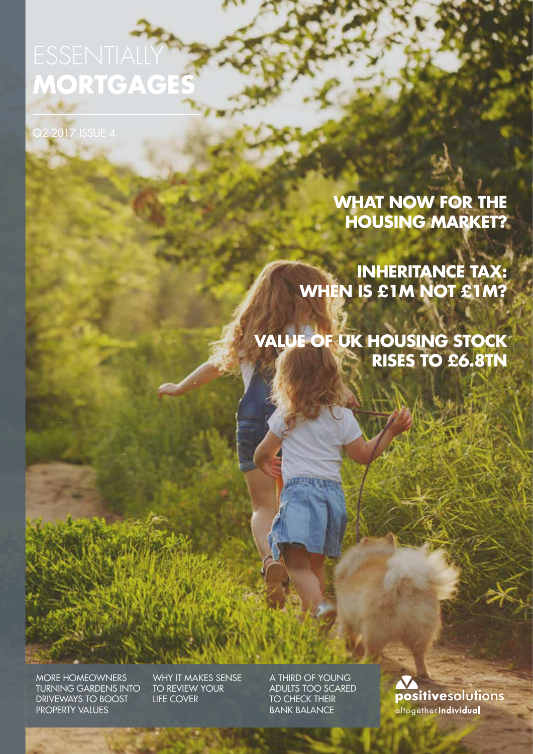# ESSENTIALLY **MORTGAGES**

Q2 2017 ISSUE 4

## WHAT NOW FOR THE HOUSING MARKET?

## INHERITANCE TAX: WHEN IS £1M NOT £1M?

## VALUE OF UK HOUSING STOCK RISES TO £6.8TN

MORE HOMEOWNERS TURNING GARDENS INTO DRIVEWAYS TO BOOST PROPERTY VALUES

WHY IT MAKES SENSE TO REVIEW YOUR LIFE COVER

A THIRD OF YOUNG ADULTS TOO SCARED TO CHECK THEIR BANK BALANCE

**positive**solutions

altogether**individual**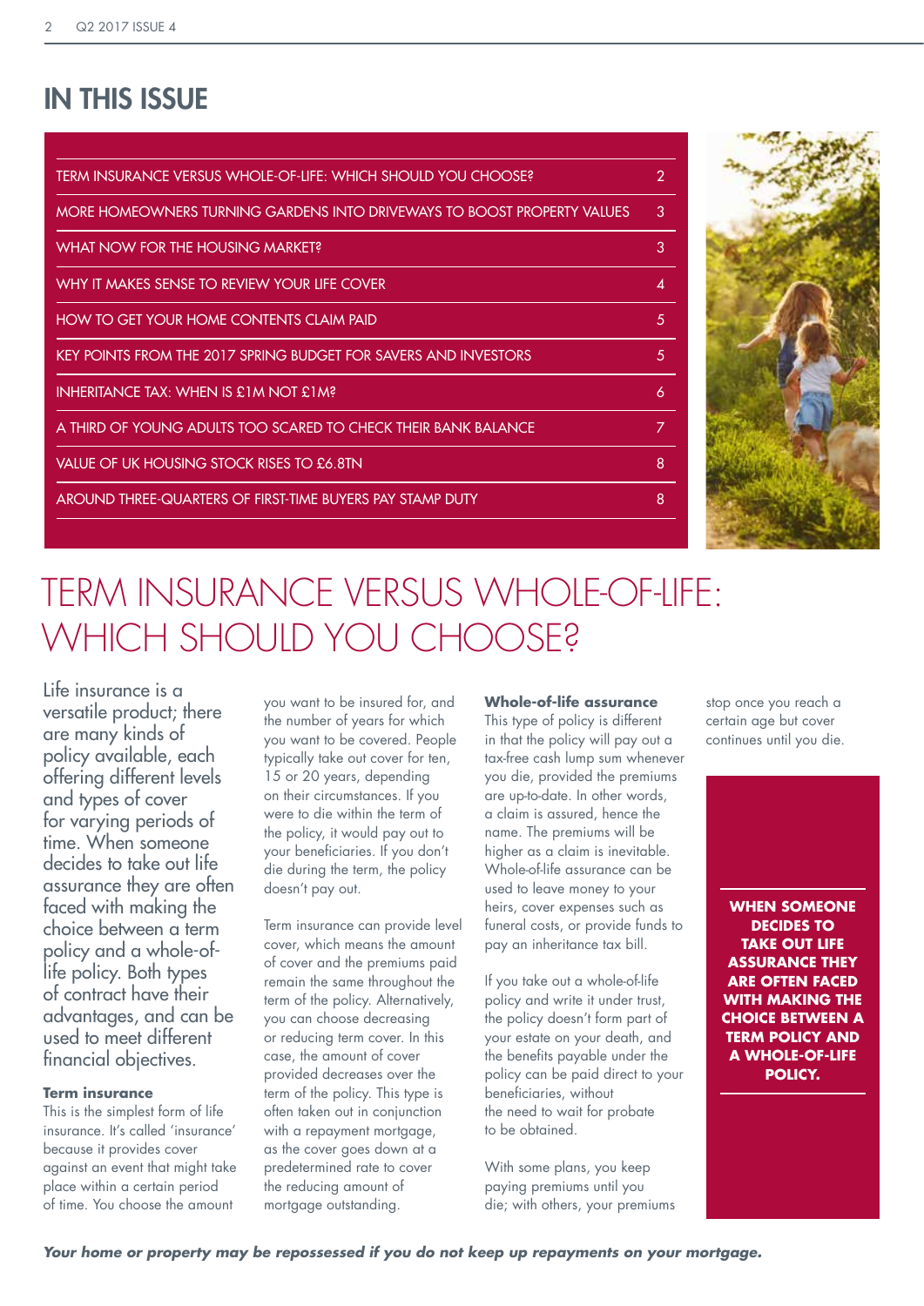## IN THIS ISSUE

| | |
|---|---|
| TERM INSURANCE VERSUS WHOLE-OF-LIFE: WHICH SHOULD YOU CHOOSE? | 2 |
| MORE HOMEOWNERS TURNING GARDENS INTO DRIVEWAYS TO BOOST PROPERTY VALUES | 3 |
| WHAT NOW FOR THE HOUSING MARKET? | 3 |
| WHY IT MAKES SENSE TO REVIEW YOUR LIFE COVER | 4 |
| HOW TO GET YOUR HOME CONTENTS CLAIM PAID | 5 |
| KEY POINTS FROM THE 2017 SPRING BUDGET FOR SAVERS AND INVESTORS | 5 |
| INHERITANCE TAX: WHEN IS £1M NOT £1M? | 6 |
| A THIRD OF YOUNG ADULTS TOO SCARED TO CHECK THEIR BANK BALANCE | 7 |
| VALUE OF UK HOUSING STOCK RISES TO £6.8TN | 8 |
| AROUND THREE-QUARTERS OF FIRST-TIME BUYERS PAY STAMP DUTY | 8 |

# TERM INSURANCE VERSUS WHOLE-OF-LIFE: WHICH SHOULD YOU CHOOSE?

Life insurance is a versatile product; there are many kinds of policy available, each offering different levels and types of cover for varying periods of time. When someone decides to take out life assurance they are often faced with making the choice between a term policy and a whole-of-life policy. Both types of contract have their advantages, and can be used to meet different financial objectives.

**Term insurance**

This is the simplest form of life insurance. It's called 'insurance' because it provides cover against an event that might take place within a certain period of time. You choose the amount you want to be insured for, and the number of years for which you want to be covered. People typically take out cover for ten, 15 or 20 years, depending on their circumstances. If you were to die within the term of the policy, it would pay out to your beneficiaries. If you don't die during the term, the policy doesn't pay out.

Term insurance can provide level cover, which means the amount of cover and the premiums paid remain the same throughout the term of the policy. Alternatively, you can choose decreasing or reducing term cover. In this case, the amount of cover provided decreases over the term of the policy. This type is often taken out in conjunction with a repayment mortgage, as the cover goes down at a predetermined rate to cover the reducing amount of mortgage outstanding.

**Whole-of-life assurance**

This type of policy is different in that the policy will pay out a tax-free cash lump sum whenever you die, provided the premiums are up-to-date. In other words, a claim is assured, hence the name. The premiums will be higher as a claim is inevitable. Whole-of-life assurance can be used to leave money to your heirs, cover expenses such as funeral costs, or provide funds to pay an inheritance tax bill.

If you take out a whole-of-life policy and write it under trust, the policy doesn't form part of your estate on your death, and the benefits payable under the policy can be paid direct to your beneficiaries, without the need to wait for probate to be obtained.

With some plans, you keep paying premiums until you die; with others, your premiums stop once you reach a certain age but cover continues until you die.

**WHEN SOMEONE DECIDES TO TAKE OUT LIFE ASSURANCE THEY ARE OFTEN FACED WITH MAKING THE CHOICE BETWEEN A TERM POLICY AND A WHOLE-OF-LIFE POLICY.**

***Your home or property may be repossessed if you do not keep up repayments on your mortgage.***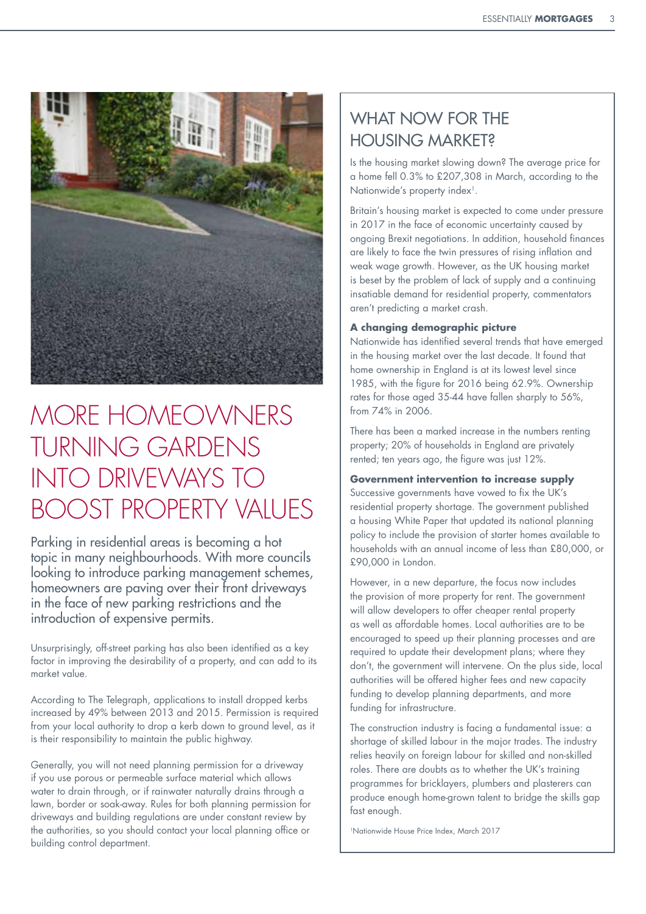# MORE HOMEOWNERS TURNING GARDENS INTO DRIVEWAYS TO BOOST PROPERTY VALUES

Parking in residential areas is becoming a hot topic in many neighbourhoods. With more councils looking to introduce parking management schemes, homeowners are paving over their front driveways in the face of new parking restrictions and the introduction of expensive permits.

Unsurprisingly, off-street parking has also been identified as a key factor in improving the desirability of a property, and can add to its market value.

According to The Telegraph, applications to install dropped kerbs increased by 49% between 2013 and 2015. Permission is required from your local authority to drop a kerb down to ground level, as it is their responsibility to maintain the public highway.

Generally, you will not need planning permission for a driveway if you use porous or permeable surface material which allows water to drain through, or if rainwater naturally drains through a lawn, border or soak-away. Rules for both planning permission for driveways and building regulations are under constant review by the authorities, so you should contact your local planning office or building control department.

## WHAT NOW FOR THE HOUSING MARKET?

Is the housing market slowing down? The average price for a home fell 0.3% to £207,308 in March, according to the Nationwide's property index[1].

Britain's housing market is expected to come under pressure in 2017 in the face of economic uncertainty caused by ongoing Brexit negotiations. In addition, household finances are likely to face the twin pressures of rising inflation and weak wage growth. However, as the UK housing market is beset by the problem of lack of supply and a continuing insatiable demand for residential property, commentators aren't predicting a market crash.

**A changing demographic picture**

Nationwide has identified several trends that have emerged in the housing market over the last decade. It found that home ownership in England is at its lowest level since 1985, with the figure for 2016 being 62.9%. Ownership rates for those aged 35-44 have fallen sharply to 56%, from 74% in 2006.

There has been a marked increase in the numbers renting property; 20% of households in England are privately rented; ten years ago, the figure was just 12%.

**Government intervention to increase supply**

Successive governments have vowed to fix the UK's residential property shortage. The government published a housing White Paper that updated its national planning policy to include the provision of starter homes available to households with an annual income of less than £80,000, or £90,000 in London.

However, in a new departure, the focus now includes the provision of more property for rent. The government will allow developers to offer cheaper rental property as well as affordable homes. Local authorities are to be encouraged to speed up their planning processes and are required to update their development plans; where they don't, the government will intervene. On the plus side, local authorities will be offered higher fees and new capacity funding to develop planning departments, and more funding for infrastructure.

The construction industry is facing a fundamental issue: a shortage of skilled labour in the major trades. The industry relies heavily on foreign labour for skilled and non-skilled roles. There are doubts as to whether the UK's training programmes for bricklayers, plumbers and plasterers can produce enough home-grown talent to bridge the skills gap fast enough.

[1] Nationwide House Price Index, March 2017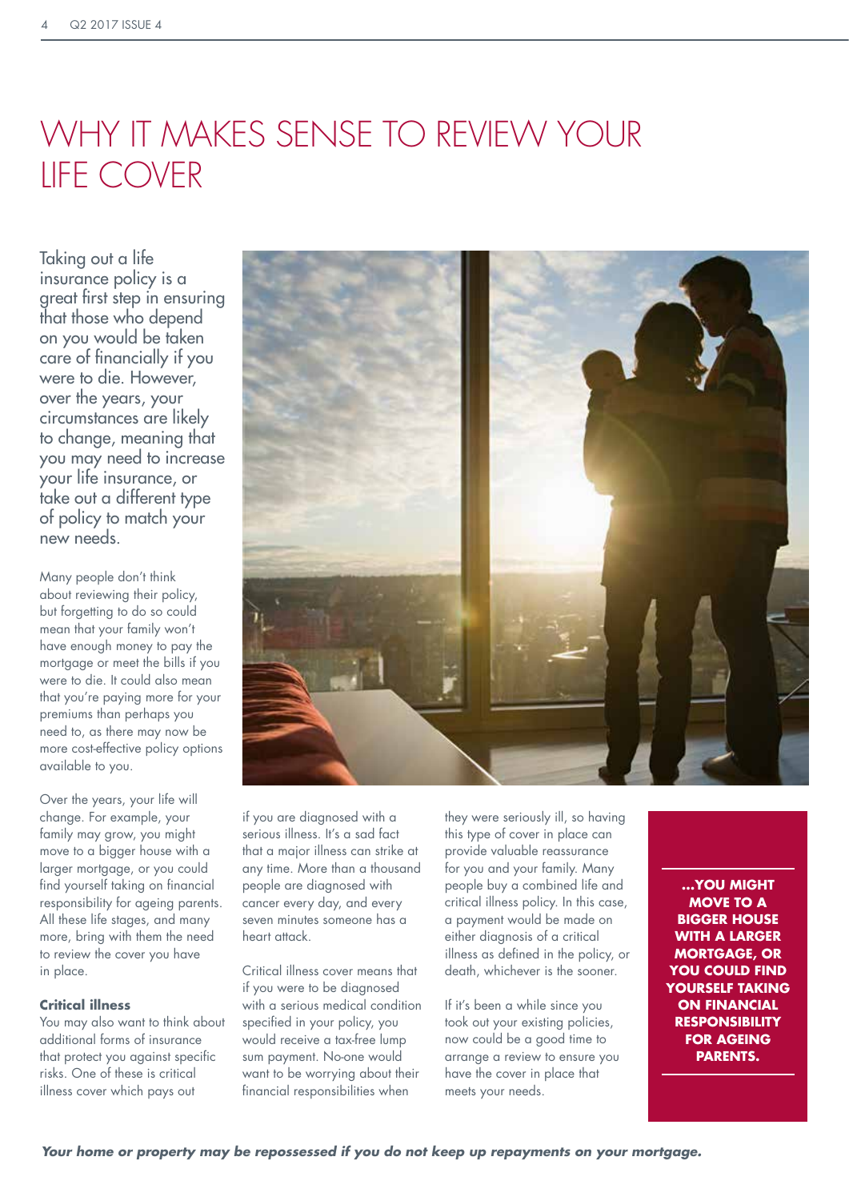# WHY IT MAKES SENSE TO REVIEW YOUR LIFE COVER

Taking out a life insurance policy is a great first step in ensuring that those who depend on you would be taken care of financially if you were to die. However, over the years, your circumstances are likely to change, meaning that you may need to increase your life insurance, or take out a different type of policy to match your new needs.

Many people don't think about reviewing their policy, but forgetting to do so could mean that your family won't have enough money to pay the mortgage or meet the bills if you were to die. It could also mean that you're paying more for your premiums than perhaps you need to, as there may now be more cost-effective policy options available to you.

Over the years, your life will change. For example, your family may grow, you might move to a bigger house with a larger mortgage, or you could find yourself taking on financial responsibility for ageing parents. All these life stages, and many more, bring with them the need to review the cover you have in place.

**Critical illness**

You may also want to think about additional forms of insurance that protect you against specific risks. One of these is critical illness cover which pays out if you are diagnosed with a serious illness. It's a sad fact that a major illness can strike at any time. More than a thousand people are diagnosed with cancer every day, and every seven minutes someone has a heart attack.

Critical illness cover means that if you were to be diagnosed with a serious medical condition specified in your policy, you would receive a tax-free lump sum payment. No-one would want to be worrying about their financial responsibilities when they were seriously ill, so having this type of cover in place can provide valuable reassurance for you and your family. Many people buy a combined life and critical illness policy. In this case, a payment would be made on either diagnosis of a critical illness as defined in the policy, or death, whichever is the sooner.

If it's been a while since you took out your existing policies, now could be a good time to arrange a review to ensure you have the cover in place that meets your needs.

**...YOU MIGHT MOVE TO A BIGGER HOUSE WITH A LARGER MORTGAGE, OR YOU COULD FIND YOURSELF TAKING ON FINANCIAL RESPONSIBILITY FOR AGEING PARENTS.**

***Your home or property may be repossessed if you do not keep up repayments on your mortgage.***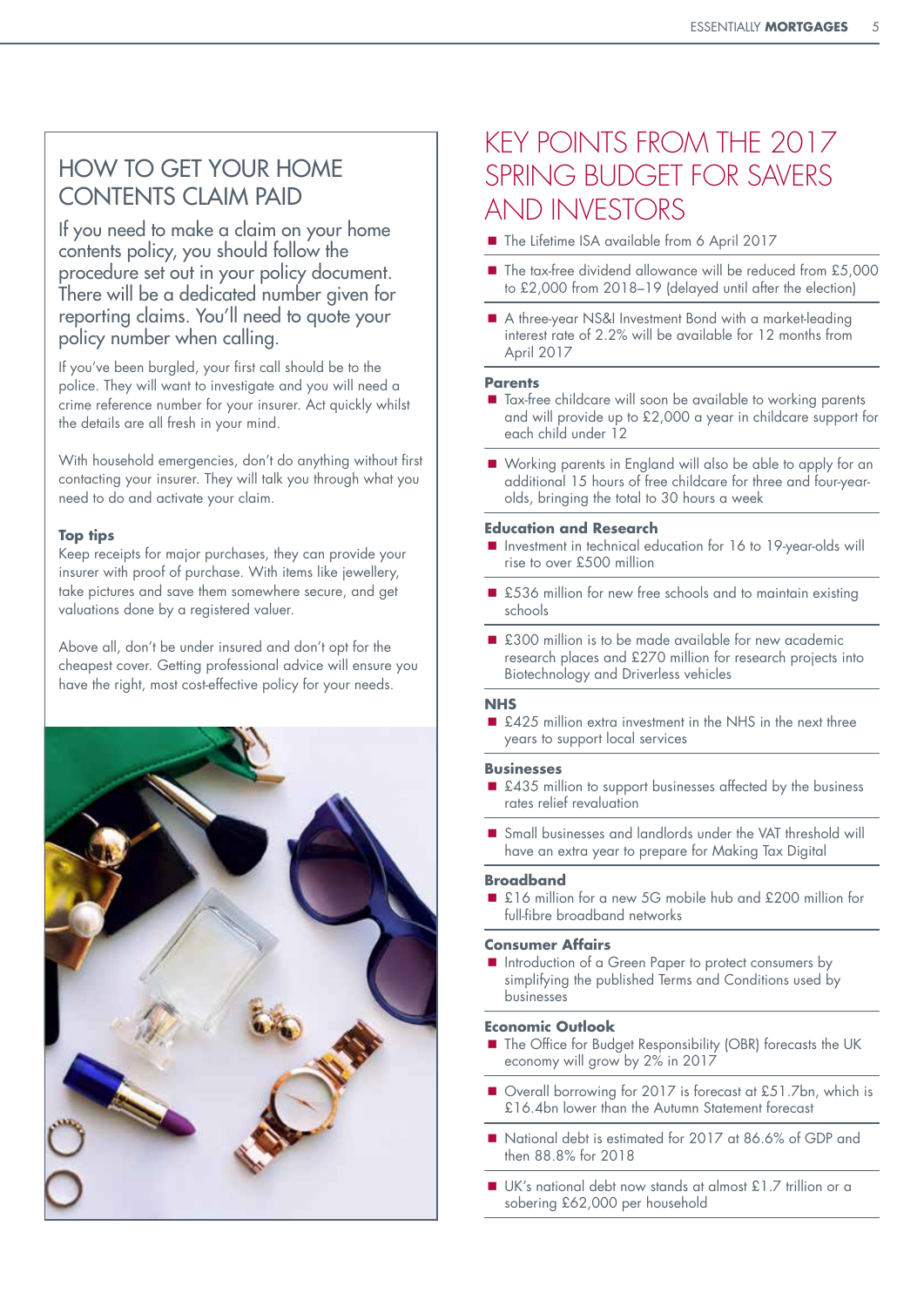## HOW TO GET YOUR HOME CONTENTS CLAIM PAID

If you need to make a claim on your home contents policy, you should follow the procedure set out in your policy document. There will be a dedicated number given for reporting claims. You'll need to quote your policy number when calling.

If you've been burgled, your first call should be to the police. They will want to investigate and you will need a crime reference number for your insurer. Act quickly whilst the details are all fresh in your mind.

With household emergencies, don't do anything without first contacting your insurer. They will talk you through what you need to do and activate your claim.

**Top tips**

Keep receipts for major purchases, they can provide your insurer with proof of purchase. With items like jewellery, take pictures and save them somewhere secure, and get valuations done by a registered valuer.

Above all, don't be under insured and don't opt for the cheapest cover. Getting professional advice will ensure you have the right, most cost-effective policy for your needs.

## KEY POINTS FROM THE 2017 SPRING BUDGET FOR SAVERS AND INVESTORS

- The Lifetime ISA available from 6 April 2017
- The tax-free dividend allowance will be reduced from £5,000 to £2,000 from 2018–19 (delayed until after the election)
- A three-year NS&I Investment Bond with a market-leading interest rate of 2.2% will be available for 12 months from April 2017

**Parents**

- Tax-free childcare will soon be available to working parents and will provide up to £2,000 a year in childcare support for each child under 12
- Working parents in England will also be able to apply for an additional 15 hours of free childcare for three and four-year-olds, bringing the total to 30 hours a week

**Education and Research**

- Investment in technical education for 16 to 19-year-olds will rise to over £500 million
- £536 million for new free schools and to maintain existing schools
- £300 million is to be made available for new academic research places and £270 million for research projects into Biotechnology and Driverless vehicles

**NHS**

- £425 million extra investment in the NHS in the next three years to support local services

**Businesses**

- £435 million to support businesses affected by the business rates relief revaluation
- Small businesses and landlords under the VAT threshold will have an extra year to prepare for Making Tax Digital

**Broadband**

- £16 million for a new 5G mobile hub and £200 million for full-fibre broadband networks

**Consumer Affairs**

- Introduction of a Green Paper to protect consumers by simplifying the published Terms and Conditions used by businesses

**Economic Outlook**

- The Office for Budget Responsibility (OBR) forecasts the UK economy will grow by 2% in 2017
- Overall borrowing for 2017 is forecast at £51.7bn, which is £16.4bn lower than the Autumn Statement forecast
- National debt is estimated for 2017 at 86.6% of GDP and then 88.8% for 2018
- UK's national debt now stands at almost £1.7 trillion or a sobering £62,000 per household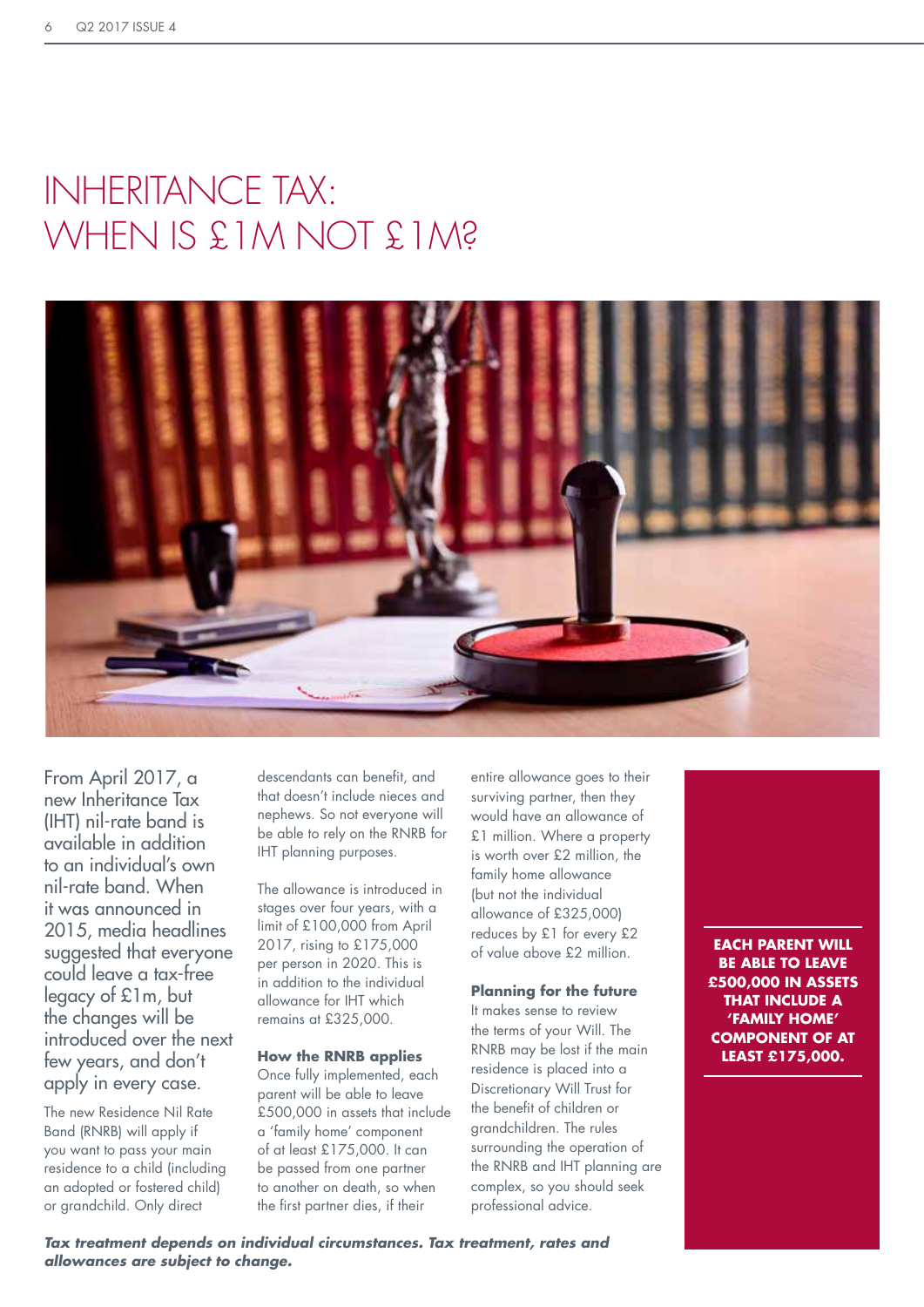# INHERITANCE TAX: WHEN IS £1M NOT £1M?

From April 2017, a new Inheritance Tax (IHT) nil-rate band is available in addition to an individual's own nil-rate band. When it was announced in 2015, media headlines suggested that everyone could leave a tax-free legacy of £1m, but the changes will be introduced over the next few years, and don't apply in every case.

The new Residence Nil Rate Band (RNRB) will apply if you want to pass your main residence to a child (including an adopted or fostered child) or grandchild. Only direct descendants can benefit, and that doesn't include nieces and nephews. So not everyone will be able to rely on the RNRB for IHT planning purposes.

The allowance is introduced in stages over four years, with a limit of £100,000 from April 2017, rising to £175,000 per person in 2020. This is in addition to the individual allowance for IHT which remains at £325,000.

**How the RNRB applies**

Once fully implemented, each parent will be able to leave £500,000 in assets that include a 'family home' component of at least £175,000. It can be passed from one partner to another on death, so when the first partner dies, if their entire allowance goes to their surviving partner, then they would have an allowance of £1 million. Where a property is worth over £2 million, the family home allowance (but not the individual allowance of £325,000) reduces by £1 for every £2 of value above £2 million.

**Planning for the future**

It makes sense to review the terms of your Will. The RNRB may be lost if the main residence is placed into a Discretionary Will Trust for the benefit of children or grandchildren. The rules surrounding the operation of the RNRB and IHT planning are complex, so you should seek professional advice.

**EACH PARENT WILL BE ABLE TO LEAVE £500,000 IN ASSETS THAT INCLUDE A 'FAMILY HOME' COMPONENT OF AT LEAST £175,000.**

***Tax treatment depends on individual circumstances. Tax treatment, rates and allowances are subject to change.***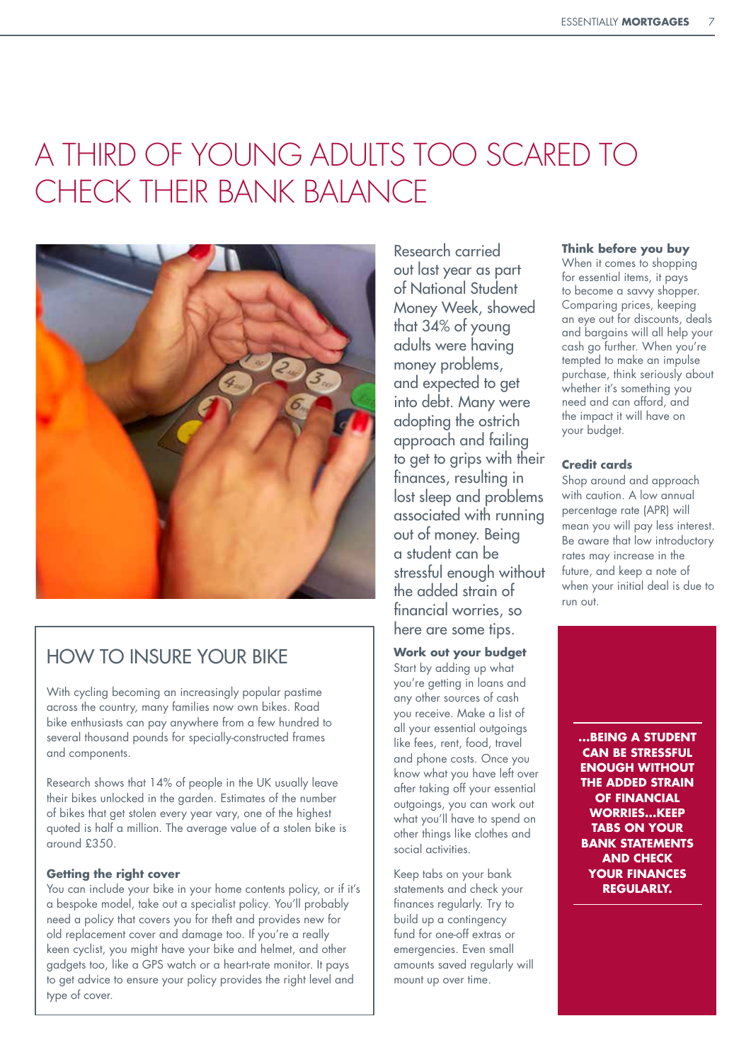# A THIRD OF YOUNG ADULTS TOO SCARED TO CHECK THEIR BANK BALANCE

Research carried out last year as part of National Student Money Week, showed that 34% of young adults were having money problems, and expected to get into debt. Many were adopting the ostrich approach and failing to get to grips with their finances, resulting in lost sleep and problems associated with running out of money. Being a student can be stressful enough without the added strain of financial worries, so here are some tips.

**Work out your budget**
Start by adding up what you're getting in loans and any other sources of cash you receive. Make a list of all your essential outgoings like fees, rent, food, travel and phone costs. Once you know what you have left over after taking off your essential outgoings, you can work out what you'll have to spend on other things like clothes and social activities.

Keep tabs on your bank statements and check your finances regularly. Try to build up a contingency fund for one-off extras or emergencies. Even small amounts saved regularly will mount up over time.

**Think before you buy**
When it comes to shopping for essential items, it pays to become a savvy shopper. Comparing prices, keeping an eye out for discounts, deals and bargains will all help your cash go further. When you're tempted to make an impulse purchase, think seriously about whether it's something you need and can afford, and the impact it will have on your budget.

**Credit cards**
Shop around and approach with caution. A low annual percentage rate (APR) will mean you will pay less interest. Be aware that low introductory rates may increase in the future, and keep a note of when your initial deal is due to run out.

**...BEING A STUDENT CAN BE STRESSFUL ENOUGH WITHOUT THE ADDED STRAIN OF FINANCIAL WORRIES...KEEP TABS ON YOUR BANK STATEMENTS AND CHECK YOUR FINANCES REGULARLY.**

## HOW TO INSURE YOUR BIKE

With cycling becoming an increasingly popular pastime across the country, many families now own bikes. Road bike enthusiasts can pay anywhere from a few hundred to several thousand pounds for specially-constructed frames and components.

Research shows that 14% of people in the UK usually leave their bikes unlocked in the garden. Estimates of the number of bikes that get stolen every year vary, one of the highest quoted is half a million. The average value of a stolen bike is around £350.

**Getting the right cover**
You can include your bike in your home contents policy, or if it's a bespoke model, take out a specialist policy. You'll probably need a policy that covers you for theft and provides new for old replacement cover and damage too. If you're a really keen cyclist, you might have your bike and helmet, and other gadgets too, like a GPS watch or a heart-rate monitor. It pays to get advice to ensure your policy provides the right level and type of cover.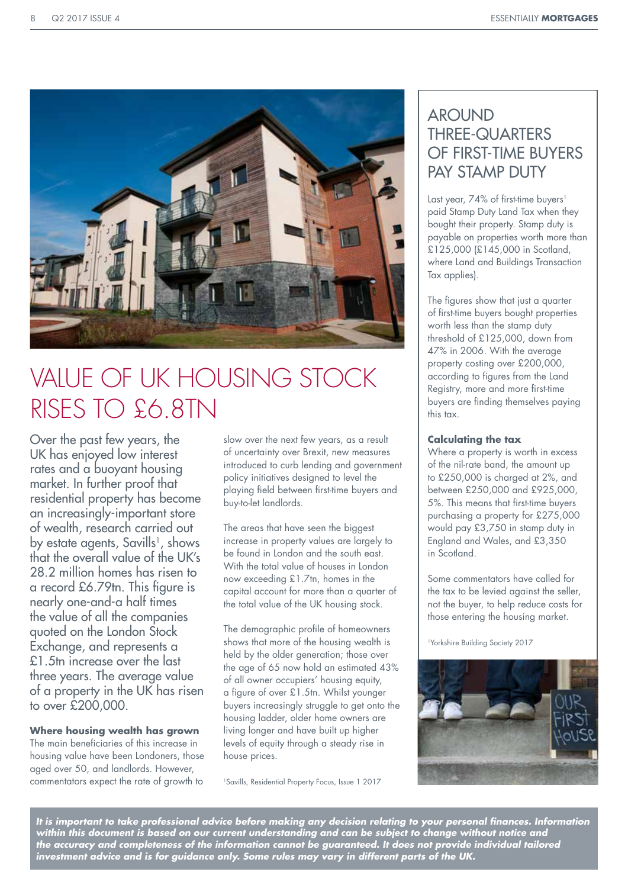# VALUE OF UK HOUSING STOCK RISES TO £6.8TN

Over the past few years, the UK has enjoyed low interest rates and a buoyant housing market. In further proof that residential property has become an increasingly-important store of wealth, research carried out by estate agents, Savills[1], shows that the overall value of the UK's 28.2 million homes has risen to a record £6.79tn. This figure is nearly one-and-a half times the value of all the companies quoted on the London Stock Exchange, and represents a £1.5tn increase over the last three years. The average value of a property in the UK has risen to over £200,000.

### Where housing wealth has grown

The main beneficiaries of this increase in housing value have been Londoners, those aged over 50, and landlords. However, commentators expect the rate of growth to slow over the next few years, as a result of uncertainty over Brexit, new measures introduced to curb lending and government policy initiatives designed to level the playing field between first-time buyers and buy-to-let landlords.

The areas that have seen the biggest increase in property values are largely to be found in London and the south east. With the total value of houses in London now exceeding £1.7tn, homes in the capital account for more than a quarter of the total value of the UK housing stock.

The demographic profile of homeowners shows that more of the housing wealth is held by the older generation; those over the age of 65 now hold an estimated 43% of all owner occupiers' housing equity, a figure of over £1.5tn. Whilst younger buyers increasingly struggle to get onto the housing ladder, older home owners are living longer and have built up higher levels of equity through a steady rise in house prices.

[1]Savills, Residential Property Focus, Issue 1 2017

## AROUND THREE-QUARTERS OF FIRST-TIME BUYERS PAY STAMP DUTY

Last year, 74% of first-time buyers[1] paid Stamp Duty Land Tax when they bought their property. Stamp duty is payable on properties worth more than £125,000 (£145,000 in Scotland, where Land and Buildings Transaction Tax applies).

The figures show that just a quarter of first-time buyers bought properties worth less than the stamp duty threshold of £125,000, down from 47% in 2006. With the average property costing over £200,000, according to figures from the Land Registry, more and more first-time buyers are finding themselves paying this tax.

### Calculating the tax

Where a property is worth in excess of the nil-rate band, the amount up to £250,000 is charged at 2%, and between £250,000 and £925,000, 5%. This means that first-time buyers purchasing a property for £275,000 would pay £3,750 in stamp duty in England and Wales, and £3,350 in Scotland.

Some commentators have called for the tax to be levied against the seller, not the buyer, to help reduce costs for those entering the housing market.

[1]Yorkshire Building Society 2017

***It is important to take professional advice before making any decision relating to your personal finances. Information within this document is based on our current understanding and can be subject to change without notice and the accuracy and completeness of the information cannot be guaranteed. It does not provide individual tailored investment advice and is for guidance only. Some rules may vary in different parts of the UK.***